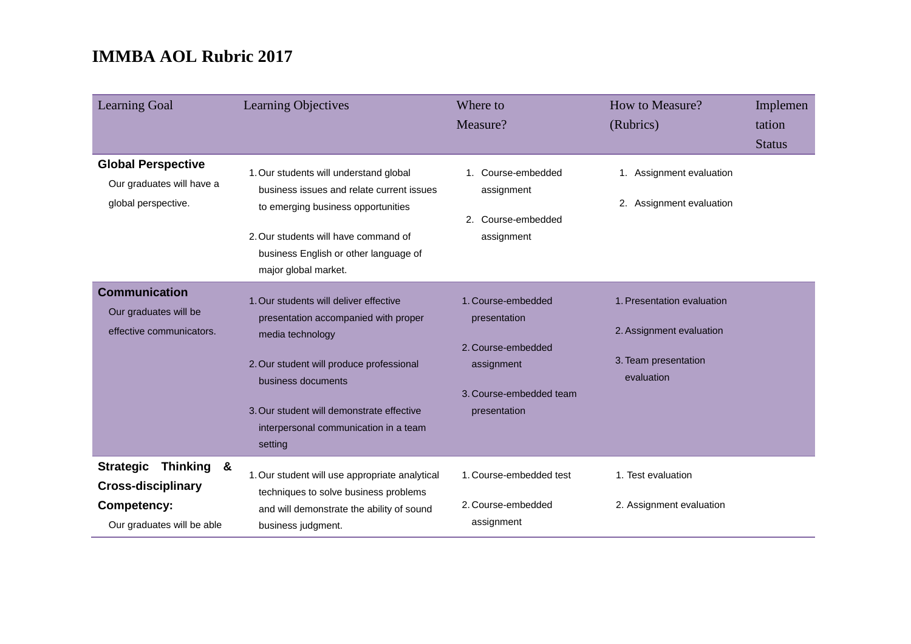# IMMBA AOL Rubric 2017

| Learning Goal | Learning Objectives | Where to Measure? | How to Measure? (Rubrics) | Implementation Status |
|---|---|---|---|---|
| **Global Perspective** Our graduates will have a global perspective. | 1. Our students will understand global business issues and relate current issues to emerging business opportunities<br>2. Our students will have command of business English or other language of major global market. | 1. Course-embedded assignment<br>2. Course-embedded assignment | 1. Assignment evaluation<br>2. Assignment evaluation | |
| **Communication** Our graduates will be effective communicators. | 1. Our students will deliver effective presentation accompanied with proper media technology<br>2. Our student will produce professional business documents<br>3. Our student will demonstrate effective interpersonal communication in a team setting | 1. Course-embedded presentation<br>2. Course-embedded assignment<br>3. Course-embedded team presentation | 1. Presentation evaluation<br>2. Assignment evaluation<br>3. Team presentation evaluation | |
| **Strategic Thinking & Cross-disciplinary Competency:** Our graduates will be able | 1. Our student will use appropriate analytical techniques to solve business problems and will demonstrate the ability of sound business judgment. | 1. Course-embedded test<br>2. Course-embedded assignment | 1. Test evaluation<br>2. Assignment evaluation | |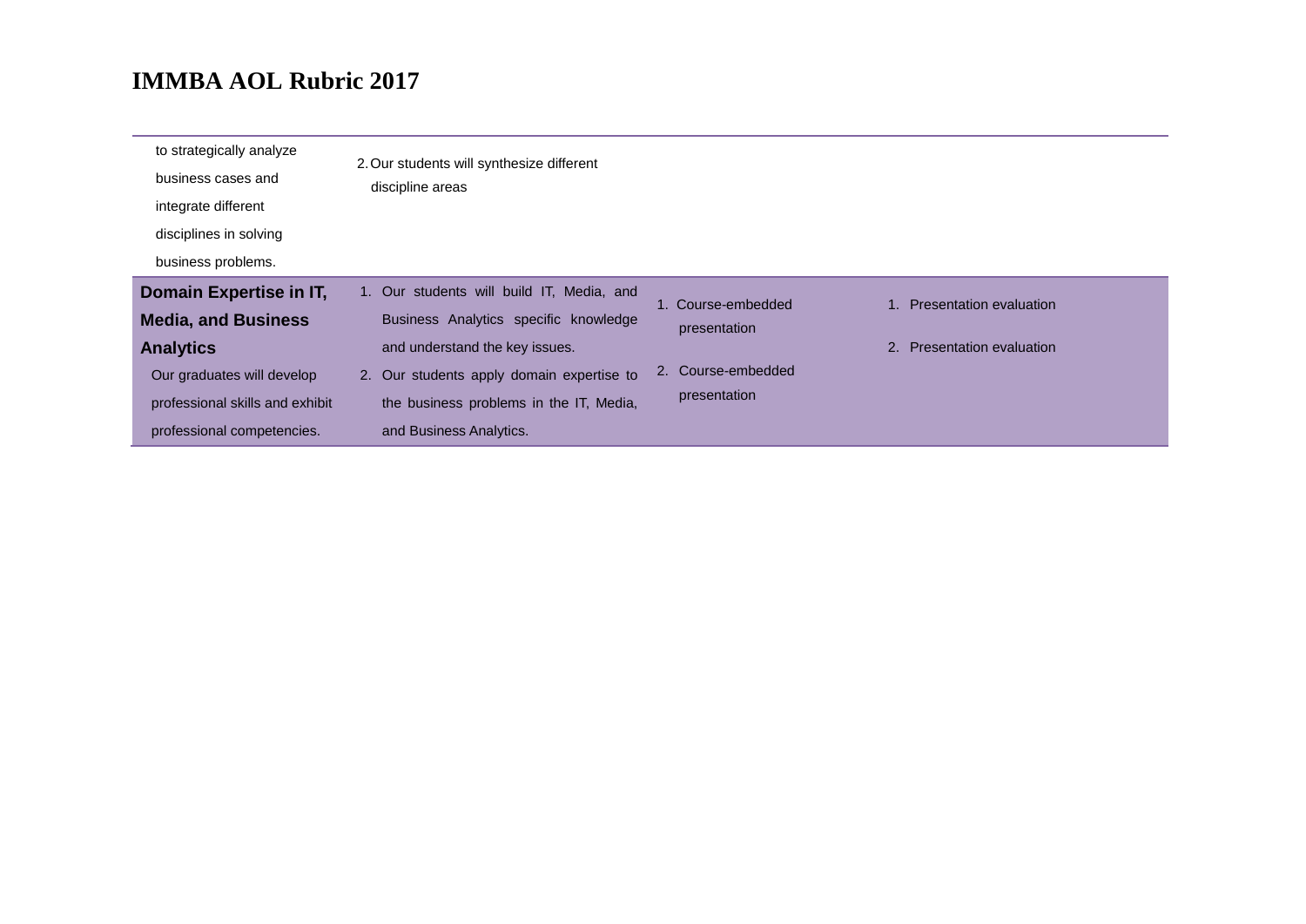# IMMBA AOL Rubric 2017

| | | | |
|---|---|---|---|
| to strategically analyze business cases and integrate different disciplines in solving business problems. | 2. Our students will synthesize different discipline areas | | |
| **Domain Expertise in IT, Media, and Business Analytics** Our graduates will develop professional skills and exhibit professional competencies. | 1. Our students will build IT, Media, and Business Analytics specific knowledge and understand the key issues. 2. Our students apply domain expertise to the business problems in the IT, Media, and Business Analytics. | 1. Course-embedded presentation 2. Course-embedded presentation | 1. Presentation evaluation 2. Presentation evaluation |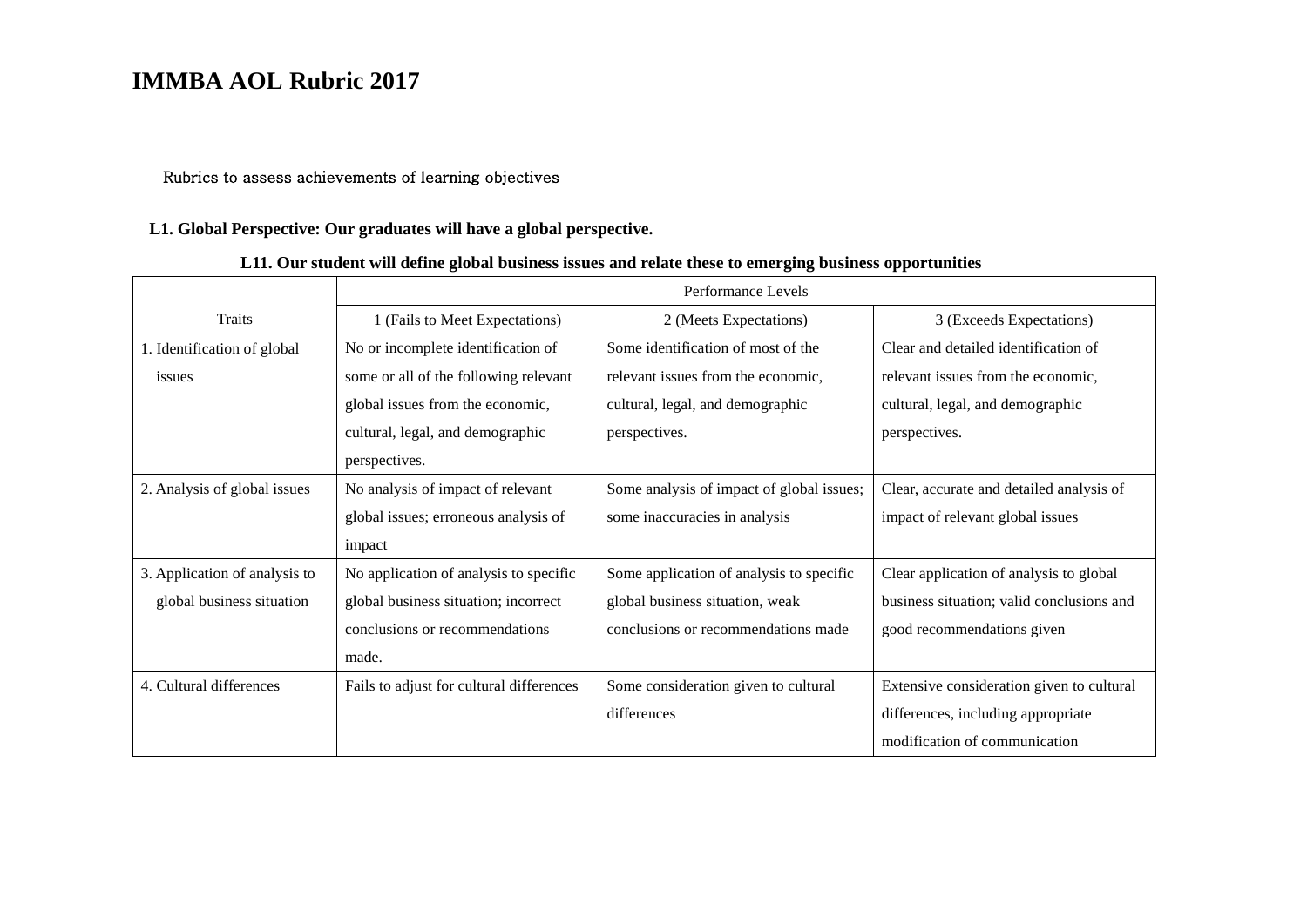# IMMBA AOL Rubric 2017

Rubrics to assess achievements of learning objectives

**L1. Global Perspective: Our graduates will have a global perspective.**

**L11. Our student will define global business issues and relate these to emerging business opportunities**

| Traits | Performance Levels | | |
|---|---|---|---|
| | 1 (Fails to Meet Expectations) | 2 (Meets Expectations) | 3 (Exceeds Expectations) |
| 1. Identification of global issues | No or incomplete identification of some or all of the following relevant global issues from the economic, cultural, legal, and demographic perspectives. | Some identification of most of the relevant issues from the economic, cultural, legal, and demographic perspectives. | Clear and detailed identification of relevant issues from the economic, cultural, legal, and demographic perspectives. |
| 2. Analysis of global issues | No analysis of impact of relevant global issues; erroneous analysis of impact | Some analysis of impact of global issues; some inaccuracies in analysis | Clear, accurate and detailed analysis of impact of relevant global issues |
| 3. Application of analysis to global business situation | No application of analysis to specific global business situation; incorrect conclusions or recommendations made. | Some application of analysis to specific global business situation, weak conclusions or recommendations made | Clear application of analysis to global business situation; valid conclusions and good recommendations given |
| 4. Cultural differences | Fails to adjust for cultural differences | Some consideration given to cultural differences | Extensive consideration given to cultural differences, including appropriate modification of communication |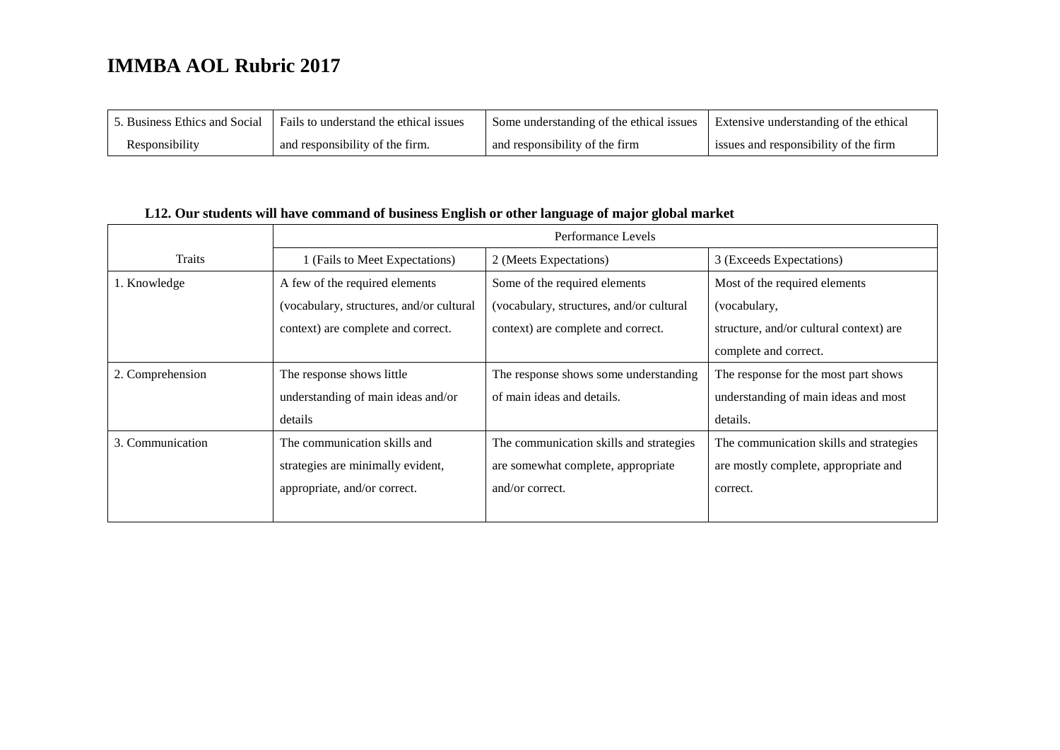# IMMBA AOL Rubric 2017

| 5. Business Ethics and Social Responsibility | Fails to understand the ethical issues and responsibility of the firm. | Some understanding of the ethical issues and responsibility of the firm | Extensive understanding of the ethical issues and responsibility of the firm |
|---|---|---|---|

**L12. Our students will have command of business English or other language of major global market**

| | Performance Levels | | |
|---|---|---|---|
| Traits | 1 (Fails to Meet Expectations) | 2 (Meets Expectations) | 3 (Exceeds Expectations) |
| 1. Knowledge | A few of the required elements (vocabulary, structures, and/or cultural context) are complete and correct. | Some of the required elements (vocabulary, structures, and/or cultural context) are complete and correct. | Most of the required elements (vocabulary, structure, and/or cultural context) are complete and correct. |
| 2. Comprehension | The response shows little understanding of main ideas and/or details | The response shows some understanding of main ideas and details. | The response for the most part shows understanding of main ideas and most details. |
| 3. Communication | The communication skills and strategies are minimally evident, appropriate, and/or correct. | The communication skills and strategies are somewhat complete, appropriate and/or correct. | The communication skills and strategies are mostly complete, appropriate and correct. |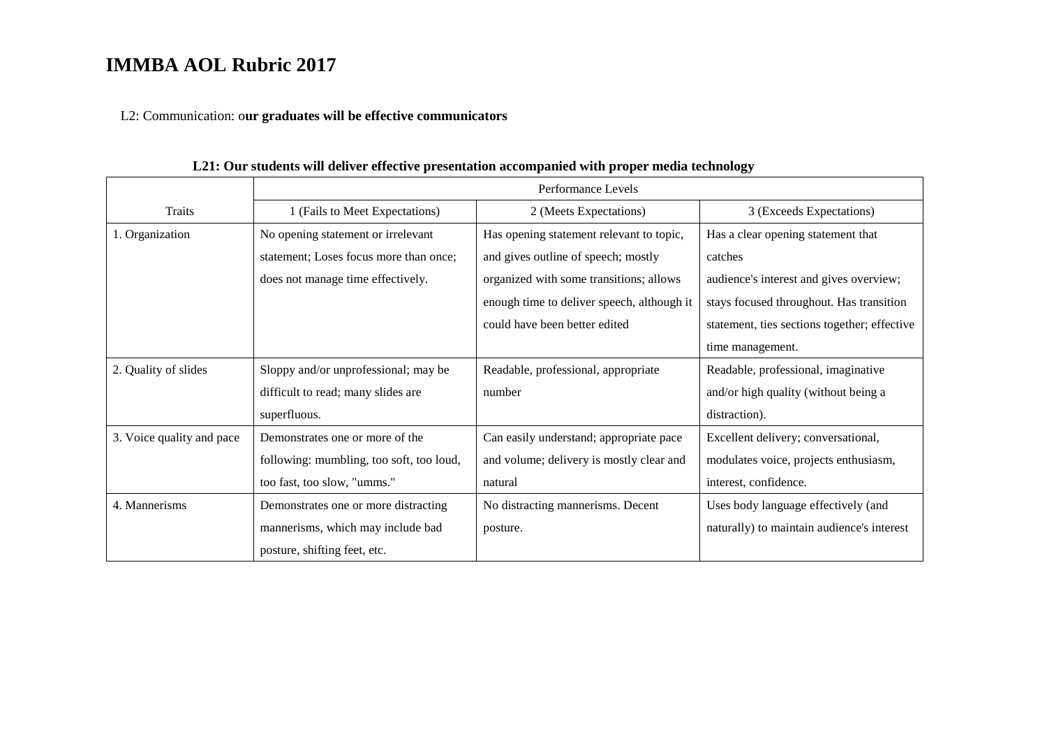# IMMBA AOL Rubric 2017

L2: Communication: o**ur graduates will be effective communicators**

**L21: Our students will deliver effective presentation accompanied with proper media technology**

| | Performance Levels | | |
|---|---|---|---|
| Traits | 1 (Fails to Meet Expectations) | 2 (Meets Expectations) | 3 (Exceeds Expectations) |
| 1. Organization | No opening statement or irrelevant statement; Loses focus more than once; does not manage time effectively. | Has opening statement relevant to topic, and gives outline of speech; mostly organized with some transitions; allows enough time to deliver speech, although it could have been better edited | Has a clear opening statement that catches audience's interest and gives overview; stays focused throughout. Has transition statement, ties sections together; effective time management. |
| 2. Quality of slides | Sloppy and/or unprofessional; may be difficult to read; many slides are superfluous. | Readable, professional, appropriate number | Readable, professional, imaginative and/or high quality (without being a distraction). |
| 3. Voice quality and pace | Demonstrates one or more of the following: mumbling, too soft, too loud, too fast, too slow, "umms." | Can easily understand; appropriate pace and volume; delivery is mostly clear and natural | Excellent delivery; conversational, modulates voice, projects enthusiasm, interest, confidence. |
| 4. Mannerisms | Demonstrates one or more distracting mannerisms, which may include bad posture, shifting feet, etc. | No distracting mannerisms. Decent posture. | Uses body language effectively (and naturally) to maintain audience's interest |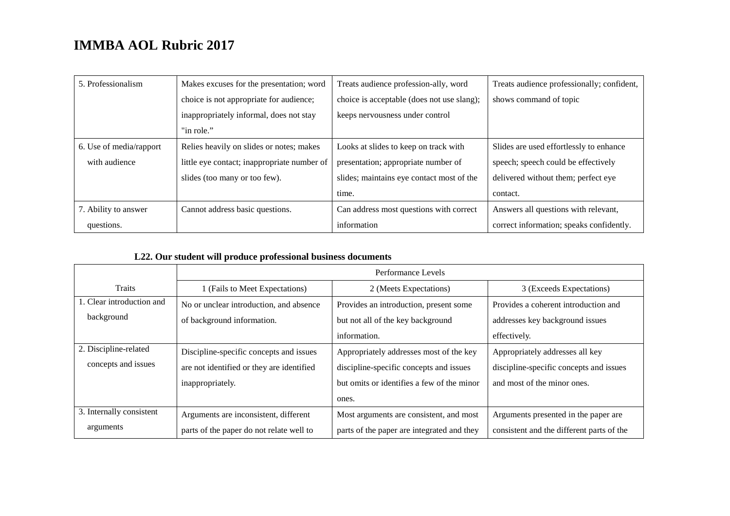# IMMBA AOL Rubric 2017

| | | | |
|---|---|---|---|
| 5. Professionalism | Makes excuses for the presentation; word choice is not appropriate for audience; inappropriately informal, does not stay "in role." | Treats audience profession-ally, word choice is acceptable (does not use slang); keeps nervousness under control | Treats audience professionally; confident, shows command of topic |
| 6. Use of media/rapport with audience | Relies heavily on slides or notes; makes little eye contact; inappropriate number of slides (too many or too few). | Looks at slides to keep on track with presentation; appropriate number of slides; maintains eye contact most of the time. | Slides are used effortlessly to enhance speech; speech could be effectively delivered without them; perfect eye contact. |
| 7. Ability to answer questions. | Cannot address basic questions. | Can address most questions with correct information | Answers all questions with relevant, correct information; speaks confidently. |

**L22. Our student will produce professional business documents**

| | Performance Levels | | |
|---|---|---|---|
| Traits | 1 (Fails to Meet Expectations) | 2 (Meets Expectations) | 3 (Exceeds Expectations) |
| 1. Clear introduction and background | No or unclear introduction, and absence of background information. | Provides an introduction, present some but not all of the key background information. | Provides a coherent introduction and addresses key background issues effectively. |
| 2. Discipline-related concepts and issues | Discipline-specific concepts and issues are not identified or they are identified inappropriately. | Appropriately addresses most of the key discipline-specific concepts and issues but omits or identifies a few of the minor ones. | Appropriately addresses all key discipline-specific concepts and issues and most of the minor ones. |
| 3. Internally consistent arguments | Arguments are inconsistent, different parts of the paper do not relate well to | Most arguments are consistent, and most parts of the paper are integrated and they | Arguments presented in the paper are consistent and the different parts of the |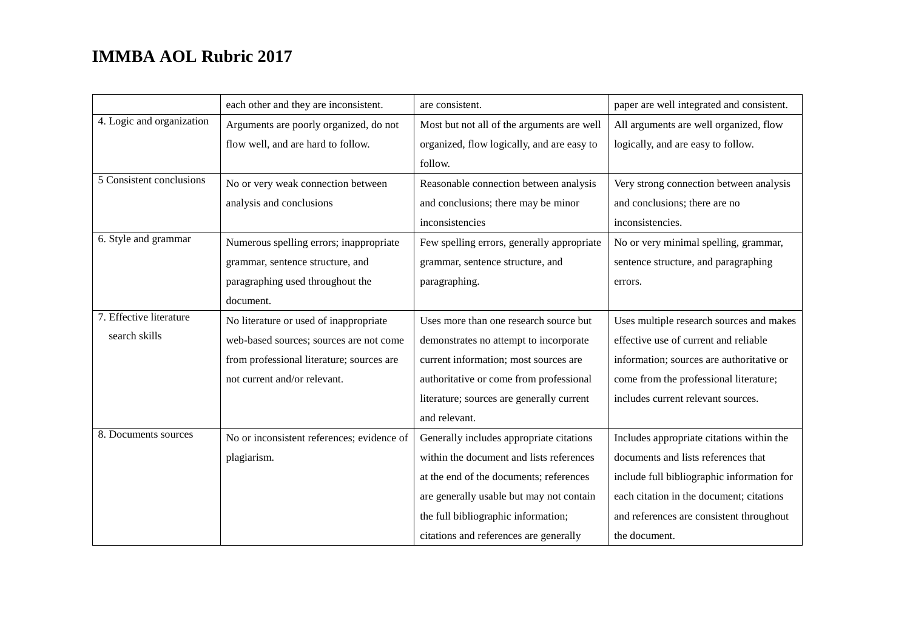# IMMBA AOL Rubric 2017

| | | | |
|---|---|---|---|
| | each other and they are inconsistent. | are consistent. | paper are well integrated and consistent. |
| 4. Logic and organization | Arguments are poorly organized, do not flow well, and are hard to follow. | Most but not all of the arguments are well organized, flow logically, and are easy to follow. | All arguments are well organized, flow logically, and are easy to follow. |
| 5 Consistent conclusions | No or very weak connection between analysis and conclusions | Reasonable connection between analysis and conclusions; there may be minor inconsistencies | Very strong connection between analysis and conclusions; there are no inconsistencies. |
| 6. Style and grammar | Numerous spelling errors; inappropriate grammar, sentence structure, and paragraphing used throughout the document. | Few spelling errors, generally appropriate grammar, sentence structure, and paragraphing. | No or very minimal spelling, grammar, sentence structure, and paragraphing errors. |
| 7. Effective literature search skills | No literature or used of inappropriate web-based sources; sources are not come from professional literature; sources are not current and/or relevant. | Uses more than one research source but demonstrates no attempt to incorporate current information; most sources are authoritative or come from professional literature; sources are generally current and relevant. | Uses multiple research sources and makes effective use of current and reliable information; sources are authoritative or come from the professional literature; includes current relevant sources. |
| 8. Documents sources | No or inconsistent references; evidence of plagiarism. | Generally includes appropriate citations within the document and lists references at the end of the documents; references are generally usable but may not contain the full bibliographic information; citations and references are generally | Includes appropriate citations within the documents and lists references that include full bibliographic information for each citation in the document; citations and references are consistent throughout the document. |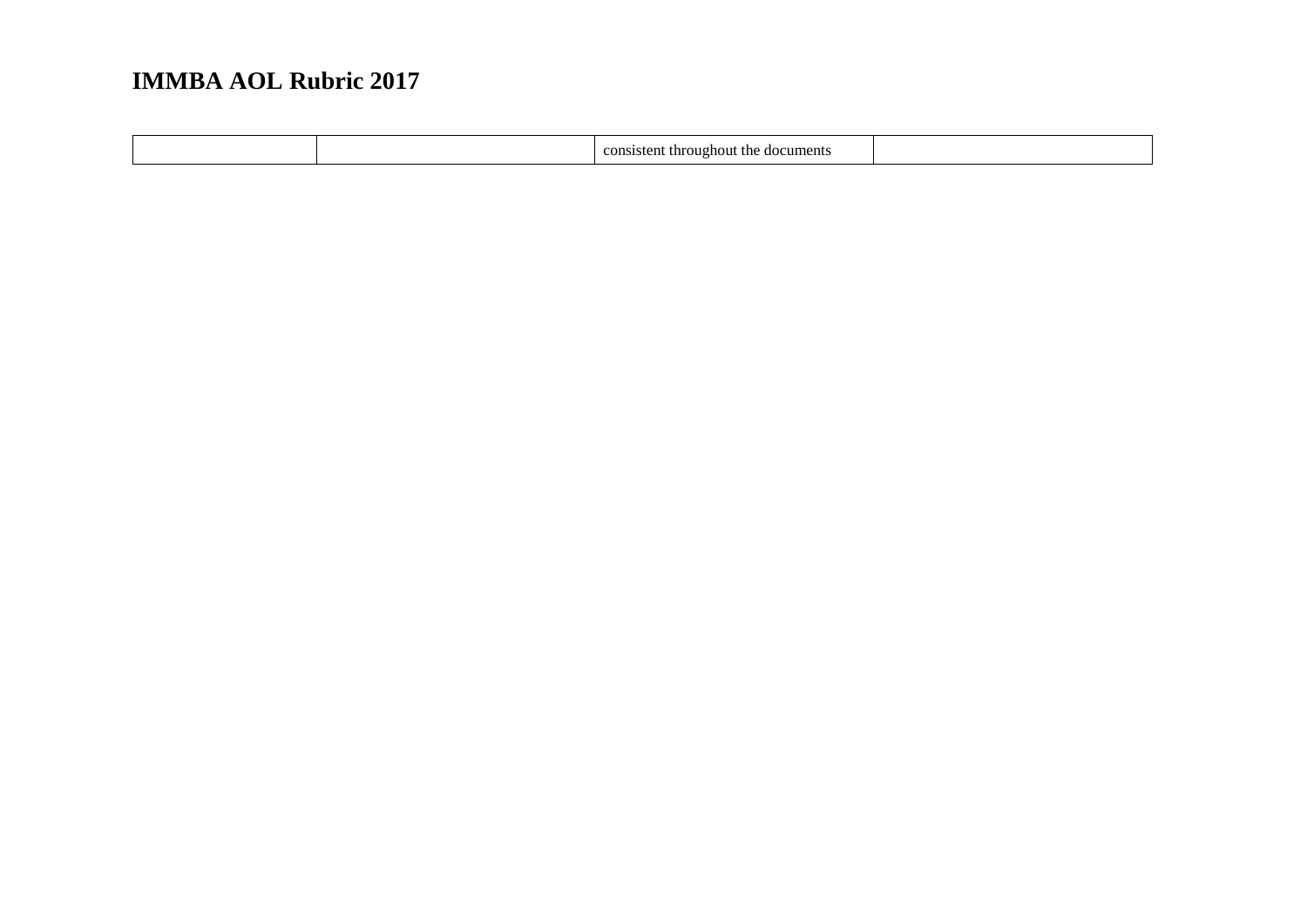# IMMBA AOL Rubric 2017

| | | | |
|---|---|---|---|
| | | consistent throughout the documents | |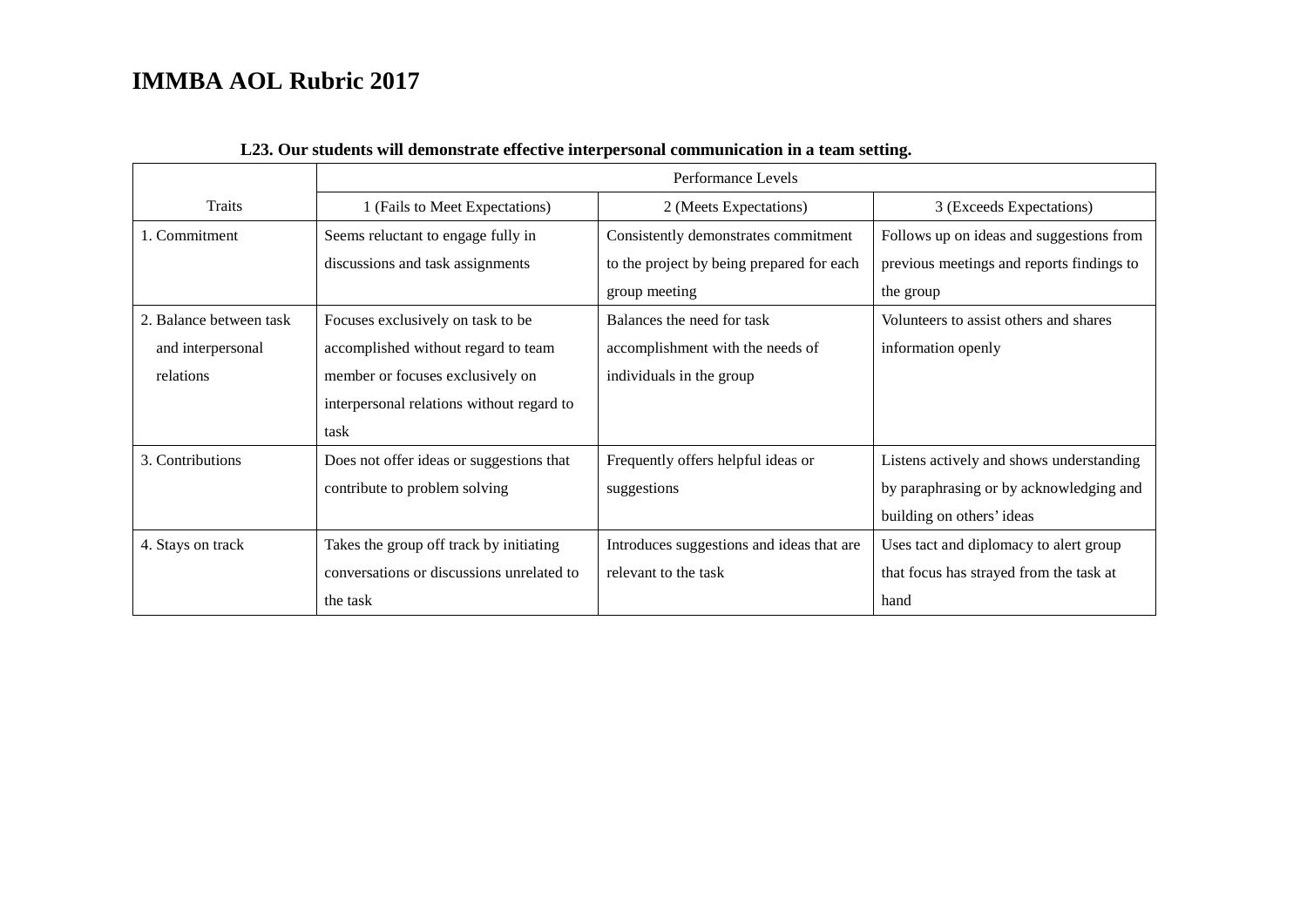# IMMBA AOL Rubric 2017

**L23. Our students will demonstrate effective interpersonal communication in a team setting.**

| | Performance Levels | | |
|---|---|---|---|
| Traits | 1 (Fails to Meet Expectations) | 2 (Meets Expectations) | 3 (Exceeds Expectations) |
| 1. Commitment | Seems reluctant to engage fully in discussions and task assignments | Consistently demonstrates commitment to the project by being prepared for each group meeting | Follows up on ideas and suggestions from previous meetings and reports findings to the group |
| 2. Balance between task and interpersonal relations | Focuses exclusively on task to be accomplished without regard to team member or focuses exclusively on interpersonal relations without regard to task | Balances the need for task accomplishment with the needs of individuals in the group | Volunteers to assist others and shares information openly |
| 3. Contributions | Does not offer ideas or suggestions that contribute to problem solving | Frequently offers helpful ideas or suggestions | Listens actively and shows understanding by paraphrasing or by acknowledging and building on others' ideas |
| 4. Stays on track | Takes the group off track by initiating conversations or discussions unrelated to the task | Introduces suggestions and ideas that are relevant to the task | Uses tact and diplomacy to alert group that focus has strayed from the task at hand |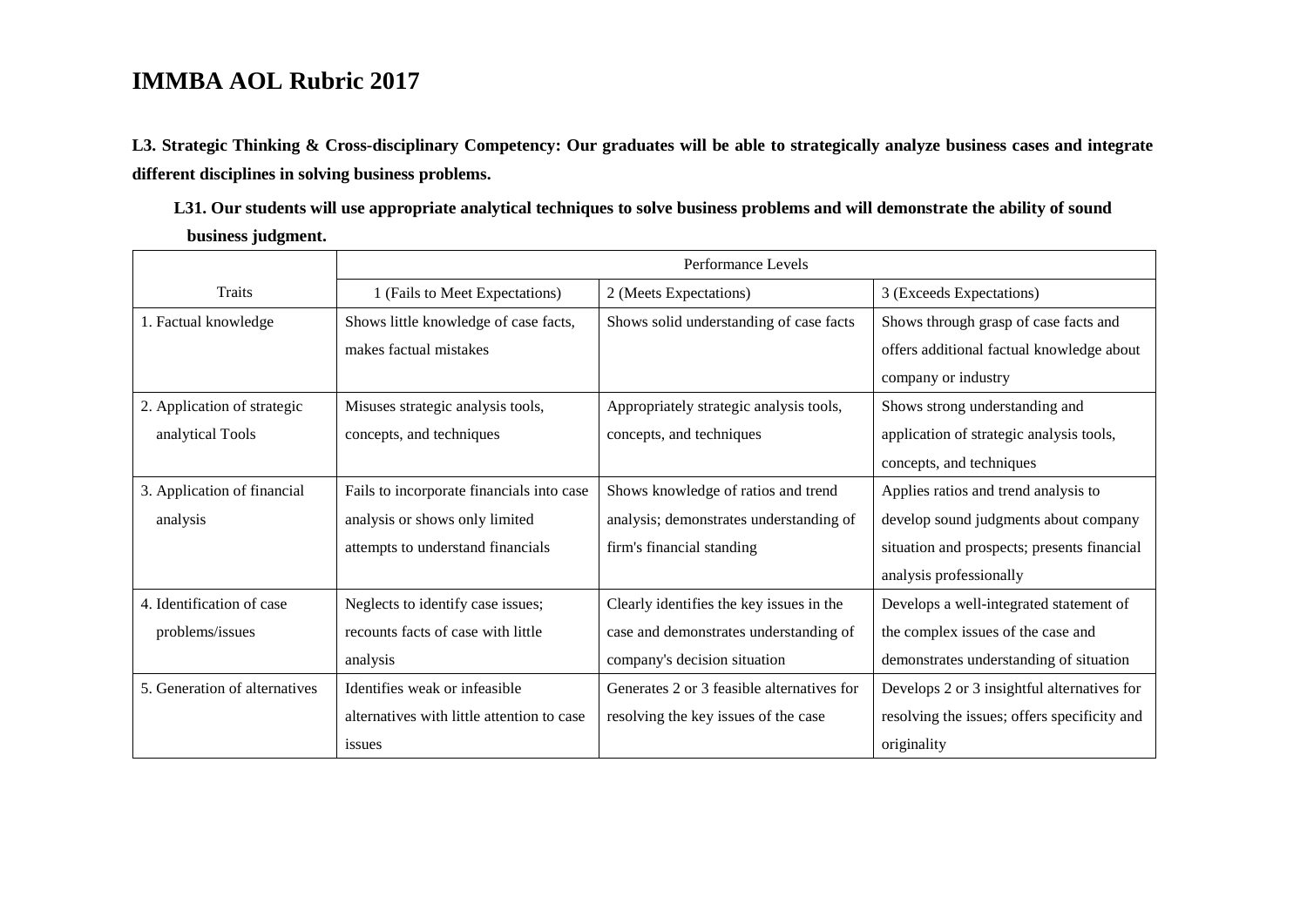# IMMBA AOL Rubric 2017

**L3. Strategic Thinking & Cross-disciplinary Competency: Our graduates will be able to strategically analyze business cases and integrate different disciplines in solving business problems.**

**L31. Our students will use appropriate analytical techniques to solve business problems and will demonstrate the ability of sound business judgment.**

| | Performance Levels | | |
|---|---|---|---|
| Traits | 1 (Fails to Meet Expectations) | 2 (Meets Expectations) | 3 (Exceeds Expectations) |
| 1. Factual knowledge | Shows little knowledge of case facts, makes factual mistakes | Shows solid understanding of case facts | Shows through grasp of case facts and offers additional factual knowledge about company or industry |
| 2. Application of strategic analytical Tools | Misuses strategic analysis tools, concepts, and techniques | Appropriately strategic analysis tools, concepts, and techniques | Shows strong understanding and application of strategic analysis tools, concepts, and techniques |
| 3. Application of financial analysis | Fails to incorporate financials into case analysis or shows only limited attempts to understand financials | Shows knowledge of ratios and trend analysis; demonstrates understanding of firm's financial standing | Applies ratios and trend analysis to develop sound judgments about company situation and prospects; presents financial analysis professionally |
| 4. Identification of case problems/issues | Neglects to identify case issues; recounts facts of case with little analysis | Clearly identifies the key issues in the case and demonstrates understanding of company's decision situation | Develops a well-integrated statement of the complex issues of the case and demonstrates understanding of situation |
| 5. Generation of alternatives | Identifies weak or infeasible alternatives with little attention to case issues | Generates 2 or 3 feasible alternatives for resolving the key issues of the case | Develops 2 or 3 insightful alternatives for resolving the issues; offers specificity and originality |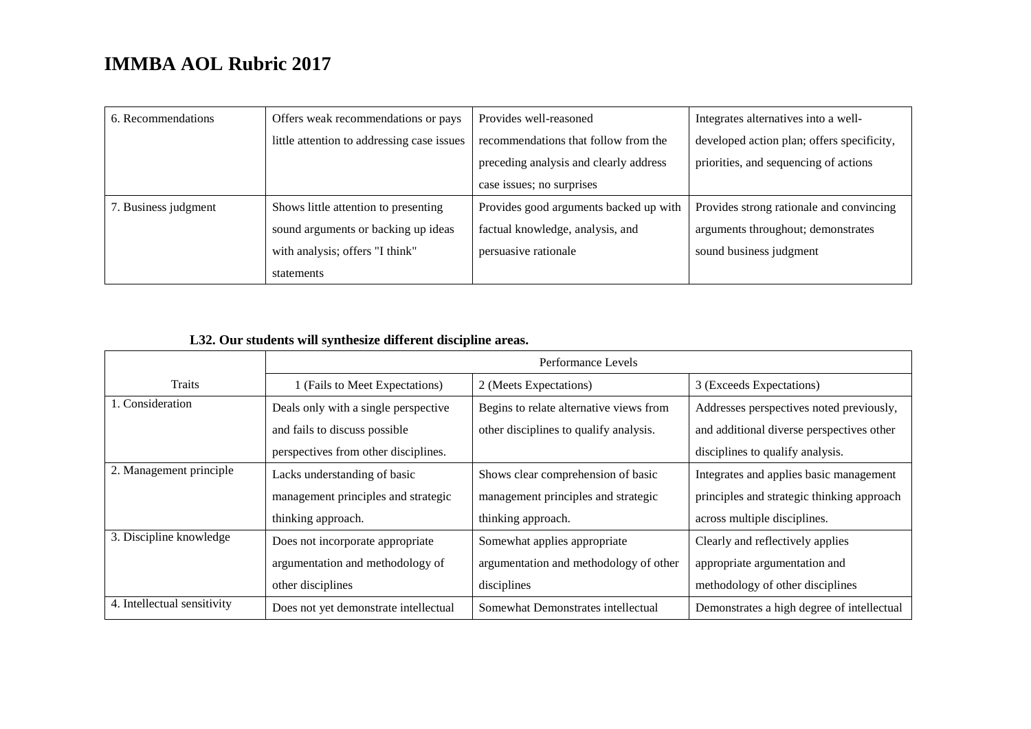# IMMBA AOL Rubric 2017

| | | | |
|---|---|---|---|
| 6. Recommendations | Offers weak recommendations or pays little attention to addressing case issues | Provides well-reasoned recommendations that follow from the preceding analysis and clearly address case issues; no surprises | Integrates alternatives into a well-developed action plan; offers specificity, priorities, and sequencing of actions |
| 7. Business judgment | Shows little attention to presenting sound arguments or backing up ideas with analysis; offers "I think" statements | Provides good arguments backed up with factual knowledge, analysis, and persuasive rationale | Provides strong rationale and convincing arguments throughout; demonstrates sound business judgment |

**L32. Our students will synthesize different discipline areas.**

| | Performance Levels | | |
|---|---|---|---|
| Traits | 1 (Fails to Meet Expectations) | 2 (Meets Expectations) | 3 (Exceeds Expectations) |
| 1. Consideration | Deals only with a single perspective and fails to discuss possible perspectives from other disciplines. | Begins to relate alternative views from other disciplines to qualify analysis. | Addresses perspectives noted previously, and additional diverse perspectives other disciplines to qualify analysis. |
| 2. Management principle | Lacks understanding of basic management principles and strategic thinking approach. | Shows clear comprehension of basic management principles and strategic thinking approach. | Integrates and applies basic management principles and strategic thinking approach across multiple disciplines. |
| 3. Discipline knowledge | Does not incorporate appropriate argumentation and methodology of other disciplines | Somewhat applies appropriate argumentation and methodology of other disciplines | Clearly and reflectively applies appropriate argumentation and methodology of other disciplines |
| 4. Intellectual sensitivity | Does not yet demonstrate intellectual | Somewhat Demonstrates intellectual | Demonstrates a high degree of intellectual |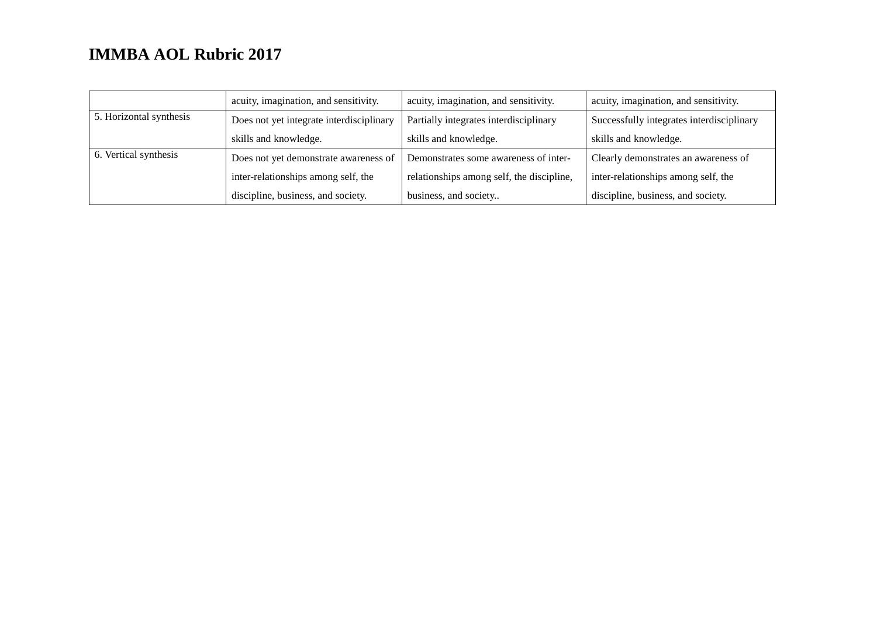# IMMBA AOL Rubric 2017

| | | | |
|---|---|---|---|
| | acuity, imagination, and sensitivity. | acuity, imagination, and sensitivity. | acuity, imagination, and sensitivity. |
| 5. Horizontal synthesis | Does not yet integrate interdisciplinary skills and knowledge. | Partially integrates interdisciplinary skills and knowledge. | Successfully integrates interdisciplinary skills and knowledge. |
| 6. Vertical synthesis | Does not yet demonstrate awareness of inter-relationships among self, the discipline, business, and society. | Demonstrates some awareness of inter-relationships among self, the discipline, business, and society.. | Clearly demonstrates an awareness of inter-relationships among self, the discipline, business, and society. |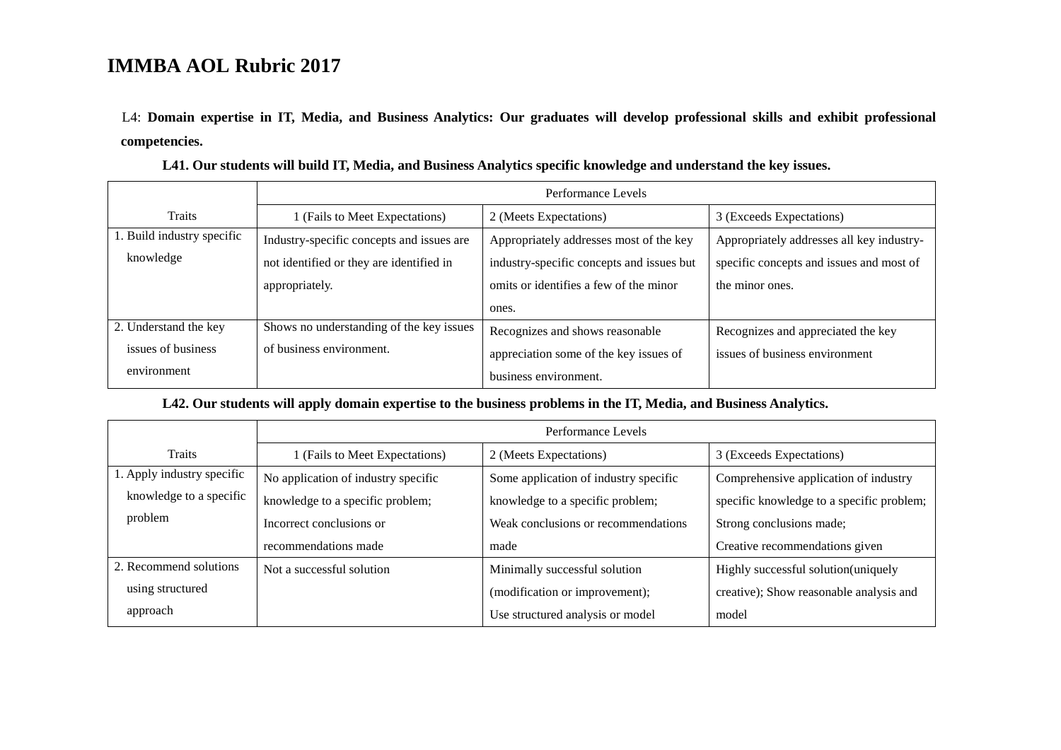# IMMBA AOL Rubric 2017

L4: **Domain expertise in IT, Media, and Business Analytics: Our graduates will develop professional skills and exhibit professional competencies.**

**L41. Our students will build IT, Media, and Business Analytics specific knowledge and understand the key issues.**

| Traits | Performance Levels | | |
|---|---|---|---|
| | 1 (Fails to Meet Expectations) | 2 (Meets Expectations) | 3 (Exceeds Expectations) |
| 1. Build industry specific knowledge | Industry-specific concepts and issues are not identified or they are identified in appropriately. | Appropriately addresses most of the key industry-specific concepts and issues but omits or identifies a few of the minor ones. | Appropriately addresses all key industry-specific concepts and issues and most of the minor ones. |
| 2. Understand the key issues of business environment | Shows no understanding of the key issues of business environment. | Recognizes and shows reasonable appreciation some of the key issues of business environment. | Recognizes and appreciated the key issues of business environment |

**L42. Our students will apply domain expertise to the business problems in the IT, Media, and Business Analytics.**

| Traits | Performance Levels | | |
|---|---|---|---|
| | 1 (Fails to Meet Expectations) | 2 (Meets Expectations) | 3 (Exceeds Expectations) |
| 1. Apply industry specific knowledge to a specific problem | No application of industry specific knowledge to a specific problem; Incorrect conclusions or recommendations made | Some application of industry specific knowledge to a specific problem; Weak conclusions or recommendations made | Comprehensive application of industry specific knowledge to a specific problem; Strong conclusions made; Creative recommendations given |
| 2. Recommend solutions using structured approach | Not a successful solution | Minimally successful solution (modification or improvement); Use structured analysis or model | Highly successful solution(uniquely creative); Show reasonable analysis and model |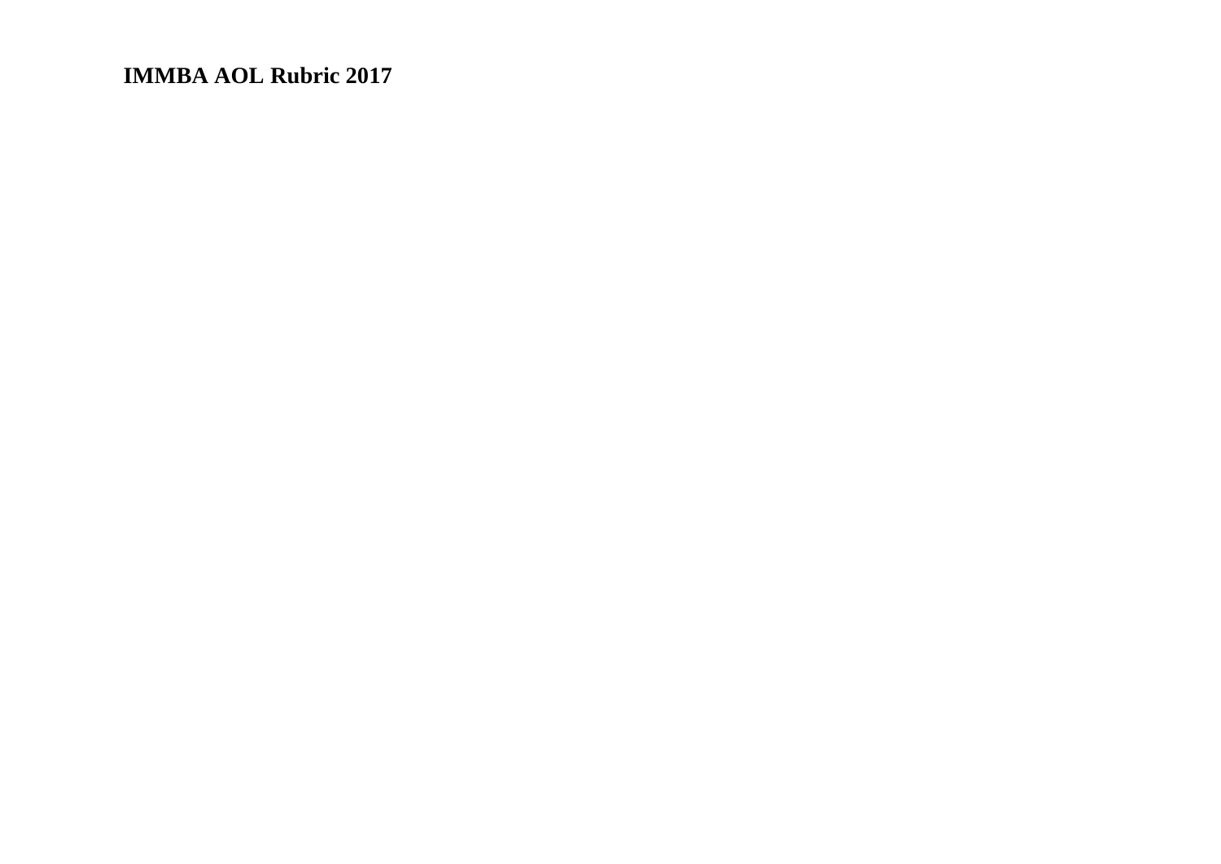**IMMBA AOL Rubric 2017**